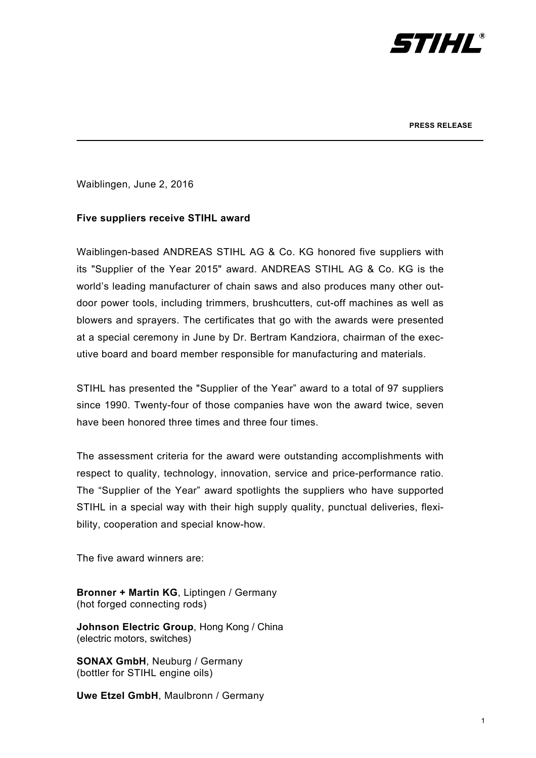STIHL®

**PRESS RELEASE**

---

Waiblingen, June 2, 2016

**Five suppliers receive STIHL award**

Waiblingen-based ANDREAS STIHL AG & Co. KG honored five suppliers with its "Supplier of the Year 2015" award. ANDREAS STIHL AG & Co. KG is the world's leading manufacturer of chain saws and also produces many other outdoor power tools, including trimmers, brushcutters, cut-off machines as well as blowers and sprayers. The certificates that go with the awards were presented at a special ceremony in June by Dr. Bertram Kandziora, chairman of the executive board and board member responsible for manufacturing and materials.

STIHL has presented the "Supplier of the Year" award to a total of 97 suppliers since 1990. Twenty-four of those companies have won the award twice, seven have been honored three times and three four times.

The assessment criteria for the award were outstanding accomplishments with respect to quality, technology, innovation, service and price-performance ratio. The "Supplier of the Year" award spotlights the suppliers who have supported STIHL in a special way with their high supply quality, punctual deliveries, flexibility, cooperation and special know-how.

The five award winners are:

**Bronner + Martin KG**, Liptingen / Germany
(hot forged connecting rods)

**Johnson Electric Group**, Hong Kong / China
(electric motors, switches)

**SONAX GmbH**, Neuburg / Germany
(bottler for STIHL engine oils)

**Uwe Etzel GmbH**, Maulbronn / Germany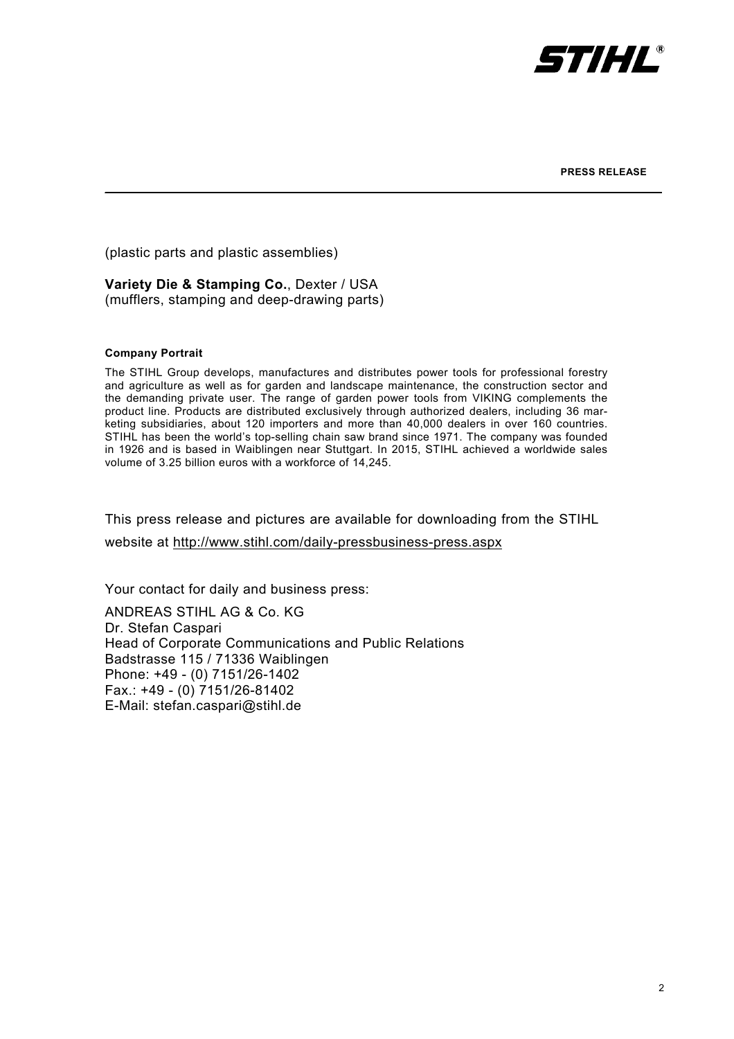(plastic parts and plastic assemblies)

**Variety Die & Stamping Co.**, Dexter / USA
(mufflers, stamping and deep-drawing parts)

**Company Portrait**

The STIHL Group develops, manufactures and distributes power tools for professional forestry and agriculture as well as for garden and landscape maintenance, the construction sector and the demanding private user. The range of garden power tools from VIKING complements the product line. Products are distributed exclusively through authorized dealers, including 36 marketing subsidiaries, about 120 importers and more than 40,000 dealers in over 160 countries. STIHL has been the world's top-selling chain saw brand since 1971. The company was founded in 1926 and is based in Waiblingen near Stuttgart. In 2015, STIHL achieved a worldwide sales volume of 3.25 billion euros with a workforce of 14,245.

This press release and pictures are available for downloading from the STIHL website at http://www.stihl.com/daily-pressbusiness-press.aspx

Your contact for daily and business press:

ANDREAS STIHL AG & Co. KG
Dr. Stefan Caspari
Head of Corporate Communications and Public Relations
Badstrasse 115 / 71336 Waiblingen
Phone: +49 - (0) 7151/26-1402
Fax.: +49 - (0) 7151/26-81402
E-Mail: stefan.caspari@stihl.de